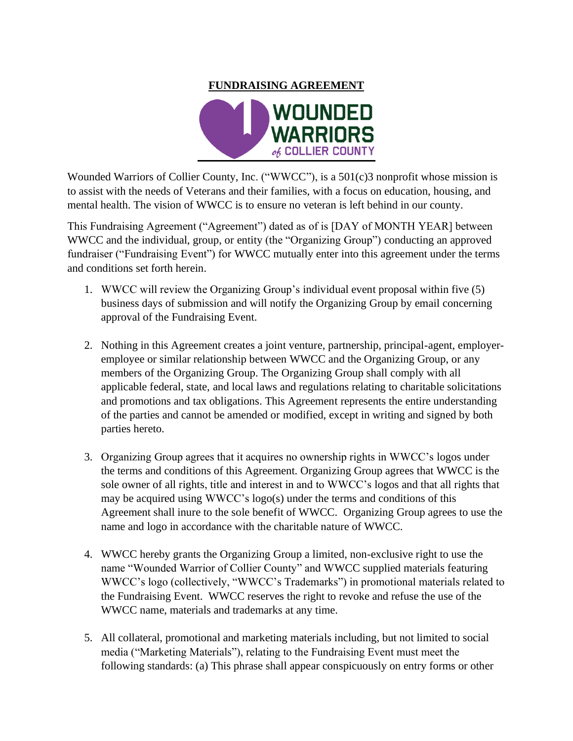# FUNDRAISING AGREEMENT

Wounded Warriors of Collier County, Inc. ("WWCC"), is a 501(c)3 nonprofit whose mission is to assist with the needs of Veterans and their families, with a focus on education, housing, and mental health. The vision of WWCC is to ensure no veteran is left behind in our county.

This Fundraising Agreement ("Agreement") dated as of is [DAY of MONTH YEAR] between WWCC and the individual, group, or entity (the "Organizing Group") conducting an approved fundraiser ("Fundraising Event") for WWCC mutually enter into this agreement under the terms and conditions set forth herein.

1. WWCC will review the Organizing Group's individual event proposal within five (5) business days of submission and will notify the Organizing Group by email concerning approval of the Fundraising Event.

2. Nothing in this Agreement creates a joint venture, partnership, principal-agent, employer-employee or similar relationship between WWCC and the Organizing Group, or any members of the Organizing Group. The Organizing Group shall comply with all applicable federal, state, and local laws and regulations relating to charitable solicitations and promotions and tax obligations. This Agreement represents the entire understanding of the parties and cannot be amended or modified, except in writing and signed by both parties hereto.

3. Organizing Group agrees that it acquires no ownership rights in WWCC's logos under the terms and conditions of this Agreement. Organizing Group agrees that WWCC is the sole owner of all rights, title and interest in and to WWCC's logos and that all rights that may be acquired using WWCC's logo(s) under the terms and conditions of this Agreement shall inure to the sole benefit of WWCC. Organizing Group agrees to use the name and logo in accordance with the charitable nature of WWCC.

4. WWCC hereby grants the Organizing Group a limited, non-exclusive right to use the name "Wounded Warrior of Collier County" and WWCC supplied materials featuring WWCC's logo (collectively, "WWCC's Trademarks") in promotional materials related to the Fundraising Event. WWCC reserves the right to revoke and refuse the use of the WWCC name, materials and trademarks at any time.

5. All collateral, promotional and marketing materials including, but not limited to social media ("Marketing Materials"), relating to the Fundraising Event must meet the following standards: (a) This phrase shall appear conspicuously on entry forms or other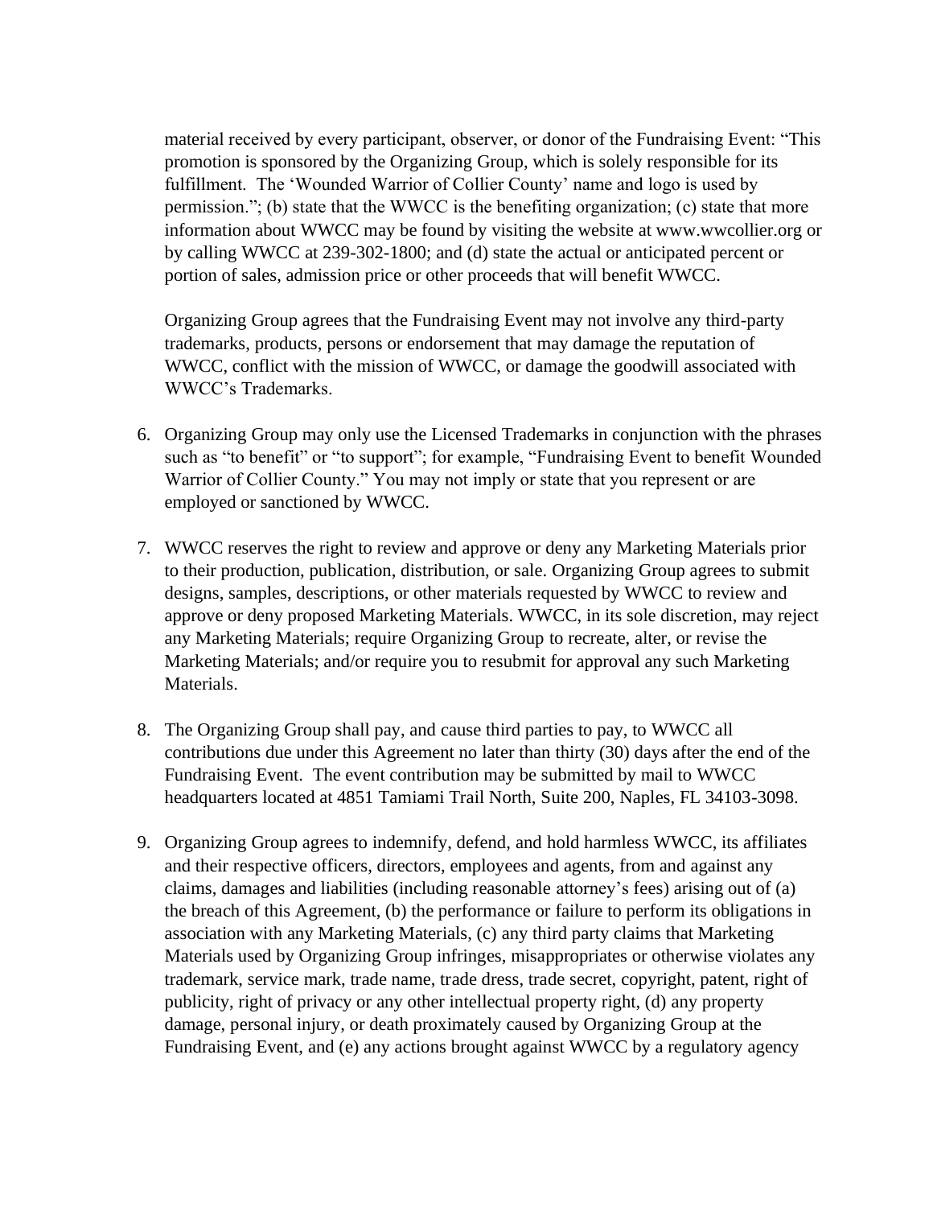material received by every participant, observer, or donor of the Fundraising Event: "This promotion is sponsored by the Organizing Group, which is solely responsible for its fulfillment. The 'Wounded Warrior of Collier County' name and logo is used by permission."; (b) state that the WWCC is the benefiting organization; (c) state that more information about WWCC may be found by visiting the website at www.wwcollier.org or by calling WWCC at 239-302-1800; and (d) state the actual or anticipated percent or portion of sales, admission price or other proceeds that will benefit WWCC.

Organizing Group agrees that the Fundraising Event may not involve any third-party trademarks, products, persons or endorsement that may damage the reputation of WWCC, conflict with the mission of WWCC, or damage the goodwill associated with WWCC's Trademarks.

6. Organizing Group may only use the Licensed Trademarks in conjunction with the phrases such as "to benefit" or "to support"; for example, "Fundraising Event to benefit Wounded Warrior of Collier County." You may not imply or state that you represent or are employed or sanctioned by WWCC.

7. WWCC reserves the right to review and approve or deny any Marketing Materials prior to their production, publication, distribution, or sale. Organizing Group agrees to submit designs, samples, descriptions, or other materials requested by WWCC to review and approve or deny proposed Marketing Materials. WWCC, in its sole discretion, may reject any Marketing Materials; require Organizing Group to recreate, alter, or revise the Marketing Materials; and/or require you to resubmit for approval any such Marketing Materials.

8. The Organizing Group shall pay, and cause third parties to pay, to WWCC all contributions due under this Agreement no later than thirty (30) days after the end of the Fundraising Event. The event contribution may be submitted by mail to WWCC headquarters located at 4851 Tamiami Trail North, Suite 200, Naples, FL 34103-3098.

9. Organizing Group agrees to indemnify, defend, and hold harmless WWCC, its affiliates and their respective officers, directors, employees and agents, from and against any claims, damages and liabilities (including reasonable attorney's fees) arising out of (a) the breach of this Agreement, (b) the performance or failure to perform its obligations in association with any Marketing Materials, (c) any third party claims that Marketing Materials used by Organizing Group infringes, misappropriates or otherwise violates any trademark, service mark, trade name, trade dress, trade secret, copyright, patent, right of publicity, right of privacy or any other intellectual property right, (d) any property damage, personal injury, or death proximately caused by Organizing Group at the Fundraising Event, and (e) any actions brought against WWCC by a regulatory agency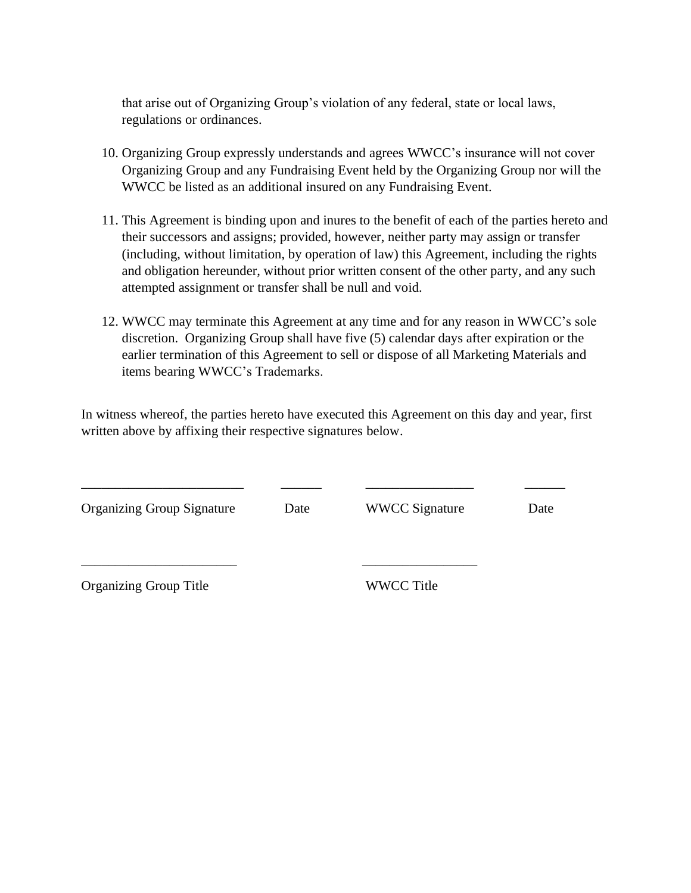that arise out of Organizing Group's violation of any federal, state or local laws, regulations or ordinances.

10. Organizing Group expressly understands and agrees WWCC's insurance will not cover Organizing Group and any Fundraising Event held by the Organizing Group nor will the WWCC be listed as an additional insured on any Fundraising Event.

11. This Agreement is binding upon and inures to the benefit of each of the parties hereto and their successors and assigns; provided, however, neither party may assign or transfer (including, without limitation, by operation of law) this Agreement, including the rights and obligation hereunder, without prior written consent of the other party, and any such attempted assignment or transfer shall be null and void.

12. WWCC may terminate this Agreement at any time and for any reason in WWCC's sole discretion. Organizing Group shall have five (5) calendar days after expiration or the earlier termination of this Agreement to sell or dispose of all Marketing Materials and items bearing WWCC's Trademarks.

In witness whereof, the parties hereto have executed this Agreement on this day and year, first written above by affixing their respective signatures below.

________________________ ______ ________________ ______

Organizing Group Signature Date WWCC Signature Date

______________________ ________________

Organizing Group Title WWCC Title